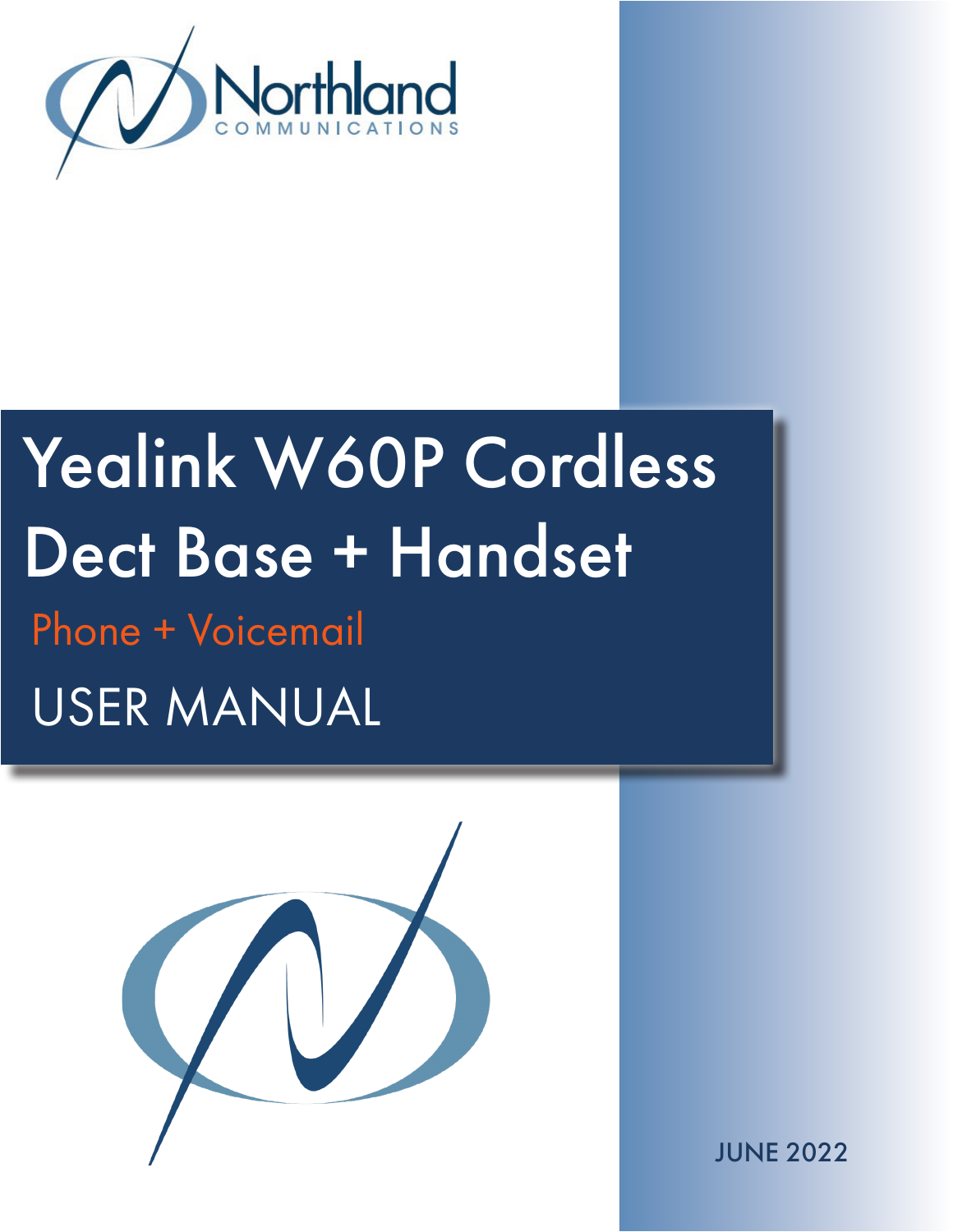Northland
COMMUNICATIONS

# Yealink W60P Cordless Dect Base + Handset

## Phone + Voicemail

## USER MANUAL

JUNE 2022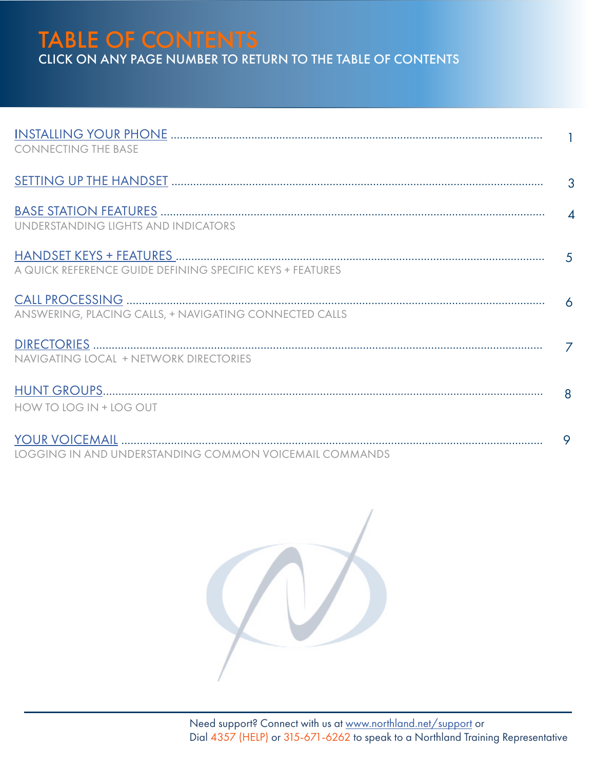# TABLE OF CONTENTS

CLICK ON ANY PAGE NUMBER TO RETURN TO THE TABLE OF CONTENTS

| | |
|---|---|
| INSTALLING YOUR PHONE<br>CONNECTING THE BASE | 1 |
| SETTING UP THE HANDSET | 3 |
| BASE STATION FEATURES<br>UNDERSTANDING LIGHTS AND INDICATORS | 4 |
| HANDSET KEYS + FEATURES<br>A QUICK REFERENCE GUIDE DEFINING SPECIFIC KEYS + FEATURES | 5 |
| CALL PROCESSING<br>ANSWERING, PLACING CALLS, + NAVIGATING CONNECTED CALLS | 6 |
| DIRECTORIES<br>NAVIGATING LOCAL + NETWORK DIRECTORIES | 7 |
| HUNT GROUPS<br>HOW TO LOG IN + LOG OUT | 8 |
| YOUR VOICEMAIL<br>LOGGING IN AND UNDERSTANDING COMMON VOICEMAIL COMMANDS | 9 |

Need support? Connect with us at www.northland.net/support or
Dial 4357 (HELP) or 315-671-6262 to speak to a Northland Training Representative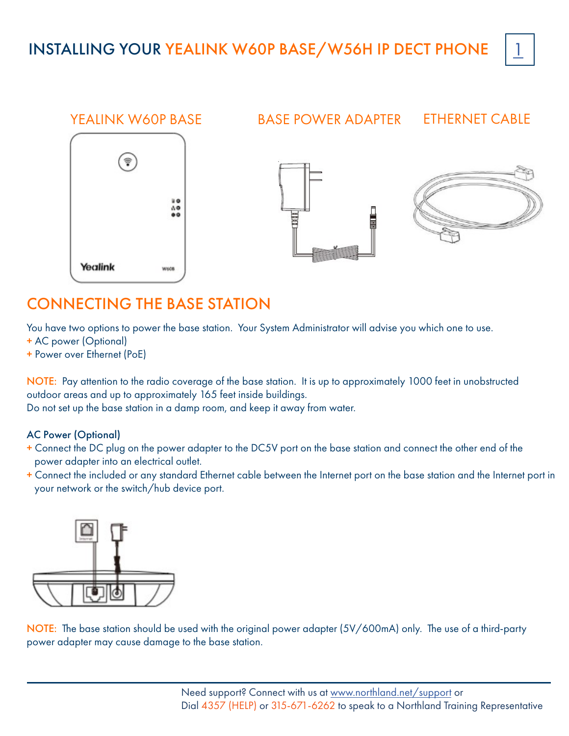# INSTALLING YOUR YEALINK W60P BASE/W56H IP DECT PHONE

YEALINK W60P BASE

BASE POWER ADAPTER

ETHERNET CABLE

## CONNECTING THE BASE STATION

You have two options to power the base station. Your System Administrator will advise you which one to use.

+ AC power (Optional)
+ Power over Ethernet (PoE)

NOTE: Pay attention to the radio coverage of the base station. It is up to approximately 1000 feet in unobstructed outdoor areas and up to approximately 165 feet inside buildings.
Do not set up the base station in a damp room, and keep it away from water.

### AC Power (Optional)

+ Connect the DC plug on the power adapter to the DC5V port on the base station and connect the other end of the power adapter into an electrical outlet.
+ Connect the included or any standard Ethernet cable between the Internet port on the base station and the Internet port in your network or the switch/hub device port.

NOTE: The base station should be used with the original power adapter (5V/600mA) only. The use of a third-party power adapter may cause damage to the base station.

Need support? Connect with us at www.northland.net/support or
Dial 4357 (HELP) or 315-671-6262 to speak to a Northland Training Representative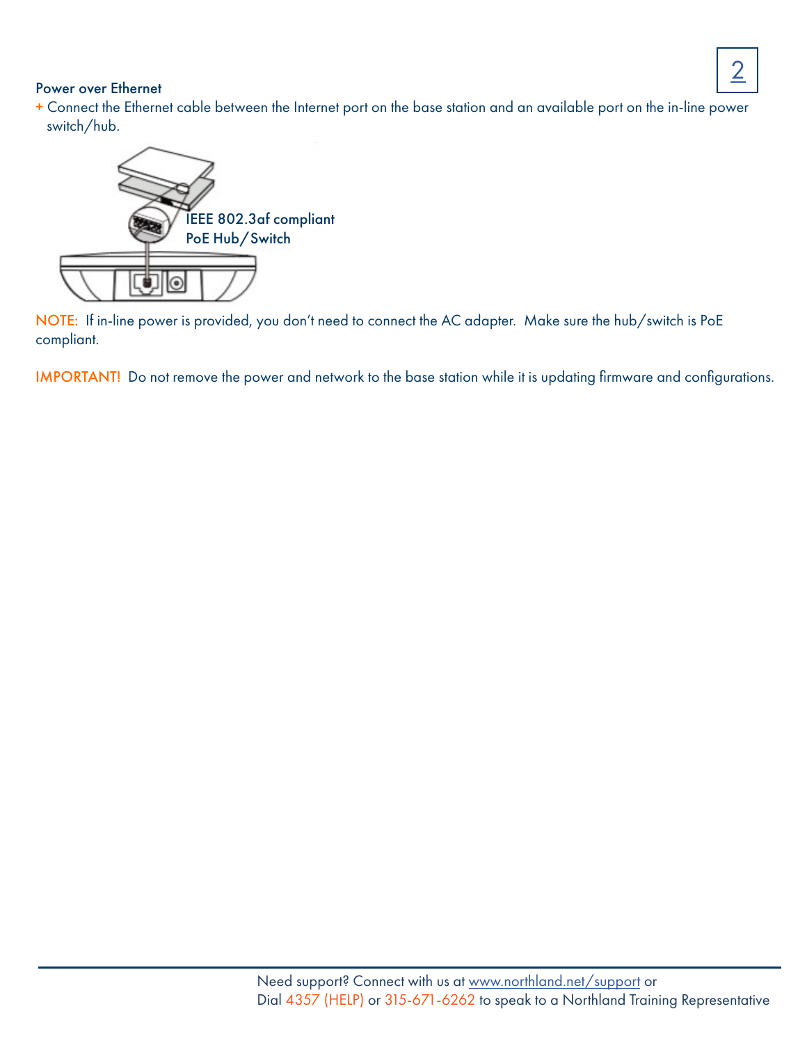### Power over Ethernet

+ Connect the Ethernet cable between the Internet port on the base station and an available port on the in-line power switch/hub.

IEEE 802.3af compliant PoE Hub/Switch

NOTE: If in-line power is provided, you don't need to connect the AC adapter. Make sure the hub/switch is PoE compliant.

IMPORTANT! Do not remove the power and network to the base station while it is updating firmware and configurations.

Need support? Connect with us at www.northland.net/support or Dial 4357 (HELP) or 315-671-6262 to speak to a Northland Training Representative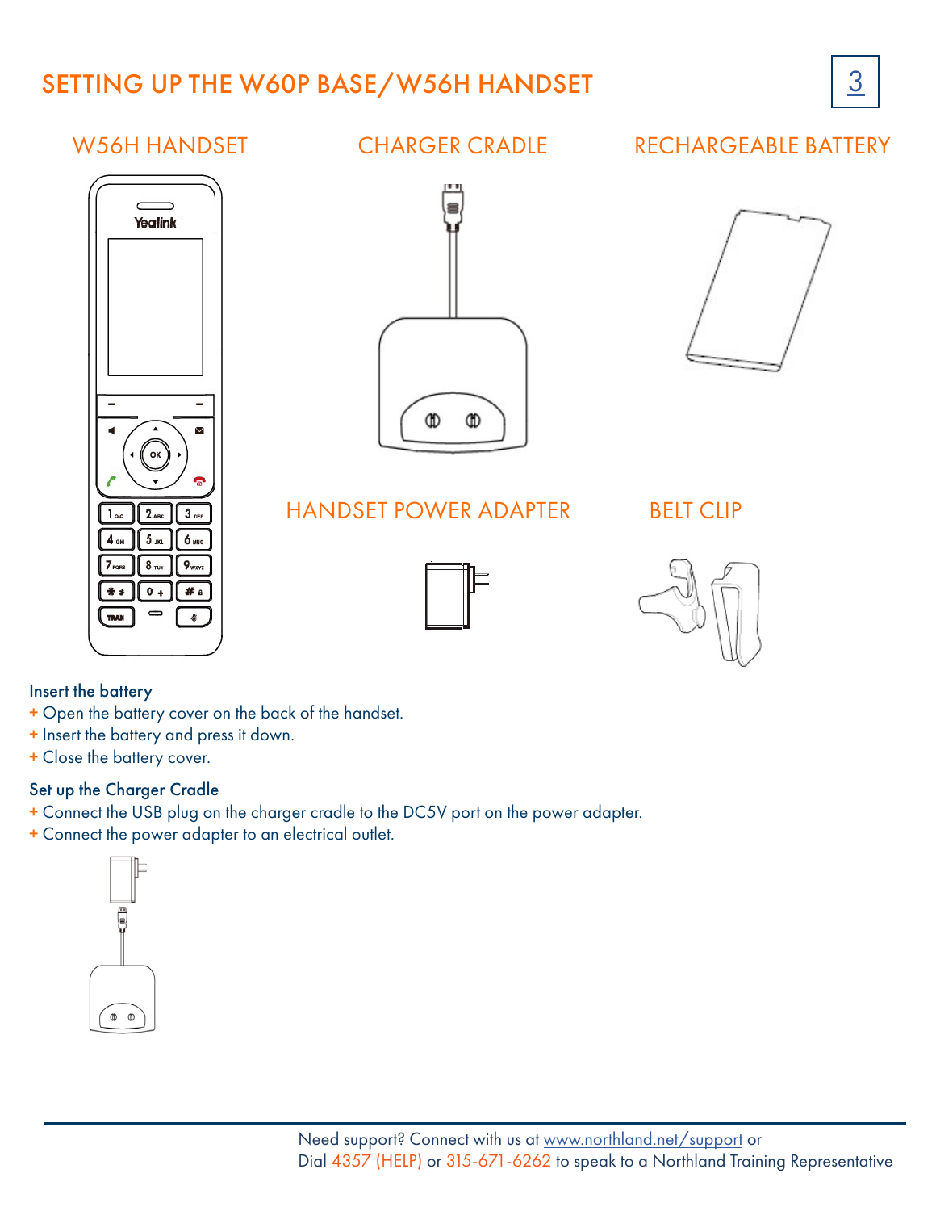# SETTING UP THE W60P BASE/W56H HANDSET

W56H HANDSET

CHARGER CRADLE

RECHARGEABLE BATTERY

HANDSET POWER ADAPTER

BELT CLIP

### Insert the battery

+ Open the battery cover on the back of the handset.
+ Insert the battery and press it down.
+ Close the battery cover.

### Set up the Charger Cradle

+ Connect the USB plug on the charger cradle to the DC5V port on the power adapter.
+ Connect the power adapter to an electrical outlet.

Need support? Connect with us at www.northland.net/support or
Dial 4357 (HELP) or 315-671-6262 to speak to a Northland Training Representative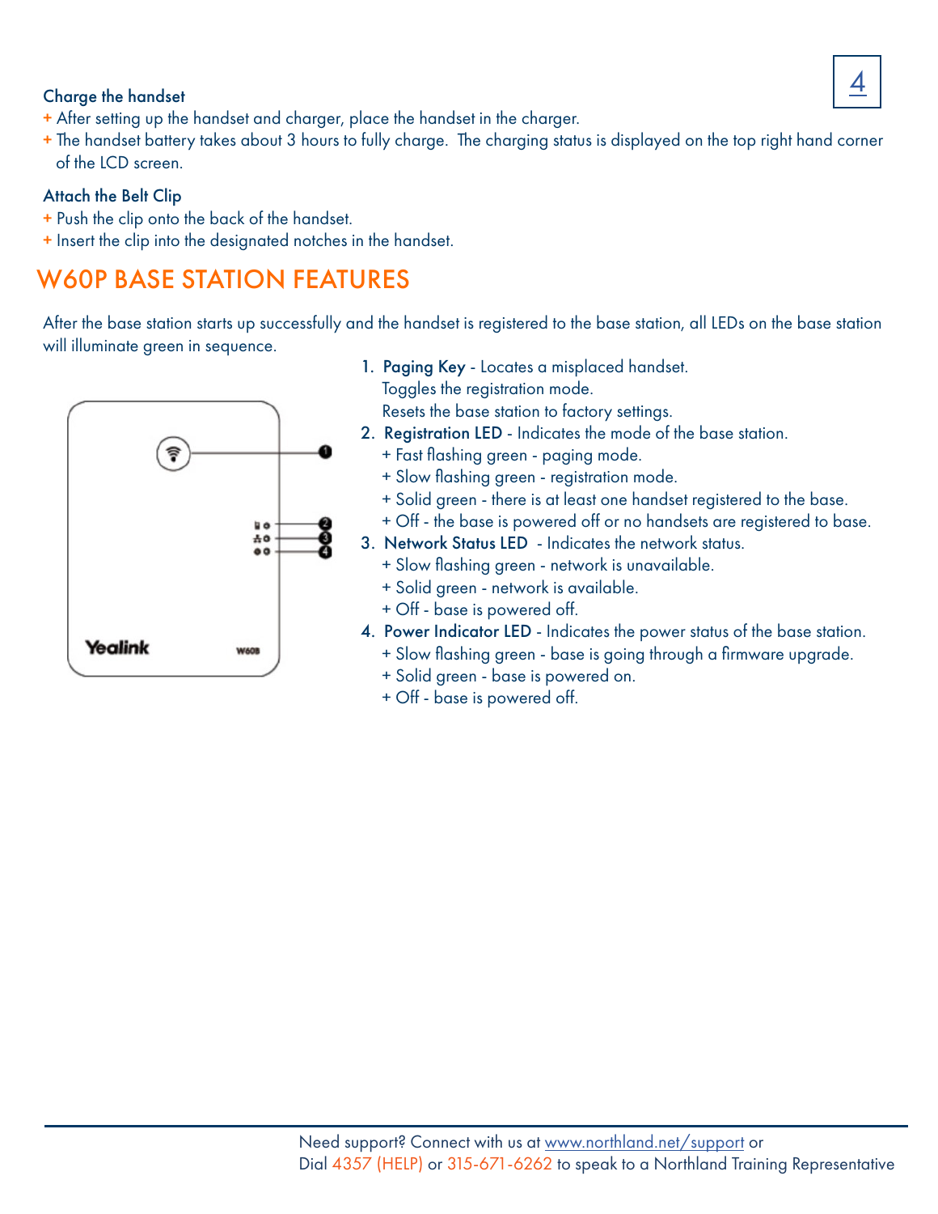**Charge the handset**

+ After setting up the handset and charger, place the handset in the charger.
+ The handset battery takes about 3 hours to fully charge. The charging status is displayed on the top right hand corner of the LCD screen.

**Attach the Belt Clip**

+ Push the clip onto the back of the handset.
+ Insert the clip into the designated notches in the handset.

## W60P BASE STATION FEATURES

After the base station starts up successfully and the handset is registered to the base station, all LEDs on the base station will illuminate green in sequence.

1. **Paging Key** - Locates a misplaced handset.
   Toggles the registration mode.
   Resets the base station to factory settings.
2. **Registration LED** - Indicates the mode of the base station.
   + Fast flashing green - paging mode.
   + Slow flashing green - registration mode.
   + Solid green - there is at least one handset registered to the base.
   + Off - the base is powered off or no handsets are registered to base.
3. **Network Status LED** - Indicates the network status.
   + Slow flashing green - network is unavailable.
   + Solid green - network is available.
   + Off - base is powered off.
4. **Power Indicator LED** - Indicates the power status of the base station.
   + Slow flashing green - base is going through a firmware upgrade.
   + Solid green - base is powered on.
   + Off - base is powered off.

Need support? Connect with us at www.northland.net/support or
Dial 4357 (HELP) or 315-671-6262 to speak to a Northland Training Representative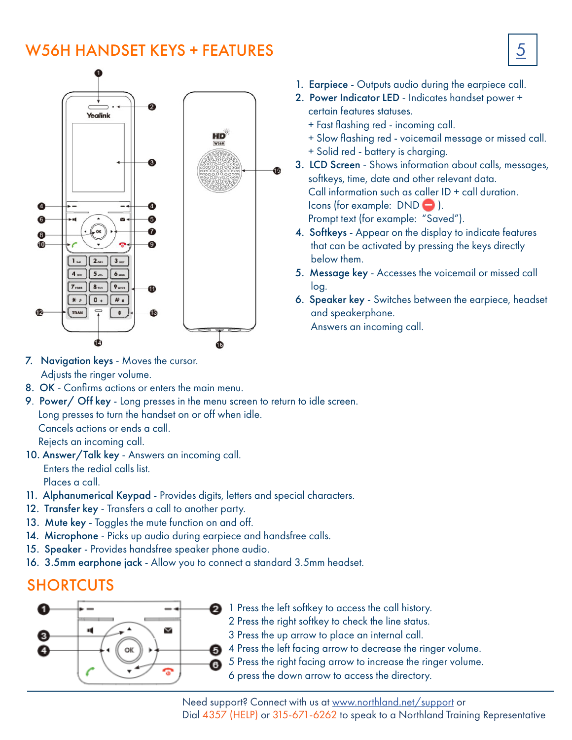# W56H HANDSET KEYS + FEATURES

1. **Earpiece** - Outputs audio during the earpiece call.
2. **Power Indicator LED** - Indicates handset power + certain features statuses.
   + Fast flashing red - incoming call.
   + Slow flashing red - voicemail message or missed call.
   + Solid red - battery is charging.
3. **LCD Screen** - Shows information about calls, messages, softkeys, time, date and other relevant data.
   Call information such as caller ID + call duration.
   Icons (for example: DND ).
   Prompt text (for example: "Saved").
4. **Softkeys** - Appear on the display to indicate features that can be activated by pressing the keys directly below them.
5. **Message key** - Accesses the voicemail or missed call log.
6. **Speaker key** - Switches between the earpiece, headset and speakerphone.
   Answers an incoming call.
7. **Navigation keys** - Moves the cursor.
   Adjusts the ringer volume.
8. **OK** - Confirms actions or enters the main menu.
9. **Power/ Off key** - Long presses in the menu screen to return to idle screen.
   Long presses to turn the handset on or off when idle.
   Cancels actions or ends a call.
   Rejects an incoming call.
10. **Answer/Talk key** - Answers an incoming call.
    Enters the redial calls list.
    Places a call.
11. **Alphanumerical Keypad** - Provides digits, letters and special characters.
12. **Transfer key** - Transfers a call to another party.
13. **Mute key** - Toggles the mute function on and off.
14. **Microphone** - Picks up audio during earpiece and handsfree calls.
15. **Speaker** - Provides handsfree speaker phone audio.
16. **3.5mm earphone jack** - Allow you to connect a standard 3.5mm headset.

# SHORTCUTS

1 Press the left softkey to access the call history.
2 Press the right softkey to check the line status.
3 Press the up arrow to place an internal call.
4 Press the left facing arrow to decrease the ringer volume.
5 Press the right facing arrow to increase the ringer volume.
6 press the down arrow to access the directory.

Need support? Connect with us at www.northland.net/support or
Dial 4357 (HELP) or 315-671-6262 to speak to a Northland Training Representative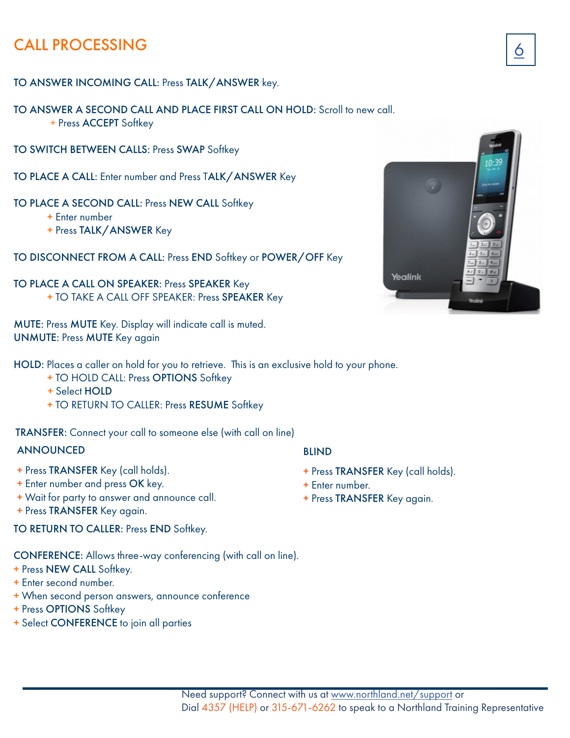# CALL PROCESSING

**TO ANSWER INCOMING CALL:** Press **TALK/ANSWER** key.

**TO ANSWER A SECOND CALL AND PLACE FIRST CALL ON HOLD:** Scroll to new call.
+ Press **ACCEPT** Softkey

**TO SWITCH BETWEEN CALLS:** Press **SWAP** Softkey

**TO PLACE A CALL:** Enter number and Press **TALK/ANSWER** Key

**TO PLACE A SECOND CALL:** Press **NEW CALL** Softkey
+ Enter number
+ Press **TALK/ANSWER** Key

**TO DISCONNECT FROM A CALL:** Press **END** Softkey or **POWER/OFF** Key

**TO PLACE A CALL ON SPEAKER:** Press **SPEAKER** Key
+ TO TAKE A CALL OFF SPEAKER: Press **SPEAKER** Key

**MUTE:** Press **MUTE** Key. Display will indicate call is muted.
**UNMUTE:** Press **MUTE** Key again

**HOLD:** Places a caller on hold for you to retrieve. This is an exclusive hold to your phone.
+ TO HOLD CALL: Press **OPTIONS** Softkey
+ Select **HOLD**
+ TO RETURN TO CALLER: Press **RESUME** Softkey

**TRANSFER:** Connect your call to someone else (with call on line)

**ANNOUNCED**

+ Press **TRANSFER** Key (call holds).
+ Enter number and press **OK** key.
+ Wait for party to answer and announce call.
+ Press **TRANSFER** Key again.

**TO RETURN TO CALLER:** Press **END** Softkey.

**BLIND**

+ Press **TRANSFER** Key (call holds).
+ Enter number.
+ Press **TRANSFER** Key again.

**CONFERENCE:** Allows three-way conferencing (with call on line).
+ Press **NEW CALL** Softkey.
+ Enter second number.
+ When second person answers, announce conference
+ Press **OPTIONS** Softkey
+ Select **CONFERENCE** to join all parties

Need support? Connect with us at www.northland.net/support or
Dial 4357 (HELP) or 315-671-6262 to speak to a Northland Training Representative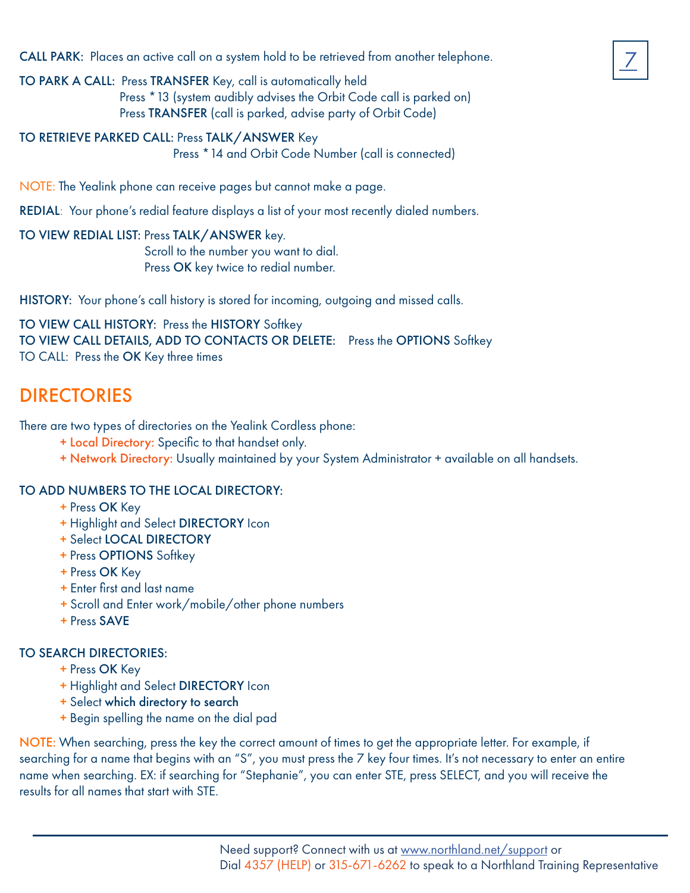**CALL PARK:** Places an active call on a system hold to be retrieved from another telephone.

**TO PARK A CALL:** Press **TRANSFER** Key, call is automatically held
Press *13 (system audibly advises the Orbit Code call is parked on)
Press **TRANSFER** (call is parked, advise party of Orbit Code)

**TO RETRIEVE PARKED CALL:** Press **TALK/ANSWER** Key
Press *14 and Orbit Code Number (call is connected)

NOTE: The Yealink phone can receive pages but cannot make a page.

**REDIAL**: Your phone's redial feature displays a list of your most recently dialed numbers.

**TO VIEW REDIAL LIST:** Press **TALK/ANSWER** key.
Scroll to the number you want to dial.
Press **OK** key twice to redial number.

**HISTORY:** Your phone's call history is stored for incoming, outgoing and missed calls.

**TO VIEW CALL HISTORY:** Press the **HISTORY** Softkey
**TO VIEW CALL DETAILS, ADD TO CONTACTS OR DELETE:** Press the **OPTIONS** Softkey
TO CALL: Press the **OK** Key three times

## DIRECTORIES

There are two types of directories on the Yealink Cordless phone:

+ Local Directory: Specific to that handset only.
+ Network Directory: Usually maintained by your System Administrator + available on all handsets.

**TO ADD NUMBERS TO THE LOCAL DIRECTORY:**

+ Press **OK** Key
+ Highlight and Select **DIRECTORY** Icon
+ Select **LOCAL DIRECTORY**
+ Press **OPTIONS** Softkey
+ Press **OK** Key
+ Enter first and last name
+ Scroll and Enter work/mobile/other phone numbers
+ Press **SAVE**

**TO SEARCH DIRECTORIES:**

+ Press **OK** Key
+ Highlight and Select **DIRECTORY** Icon
+ Select **which directory to search**
+ Begin spelling the name on the dial pad

NOTE: When searching, press the key the correct amount of times to get the appropriate letter. For example, if searching for a name that begins with an "S", you must press the 7 key four times. It's not necessary to enter an entire name when searching. EX: if searching for "Stephanie", you can enter STE, press SELECT, and you will receive the results for all names that start with STE.

Need support? Connect with us at www.northland.net/support or
Dial 4357 (HELP) or 315-671-6262 to speak to a Northland Training Representative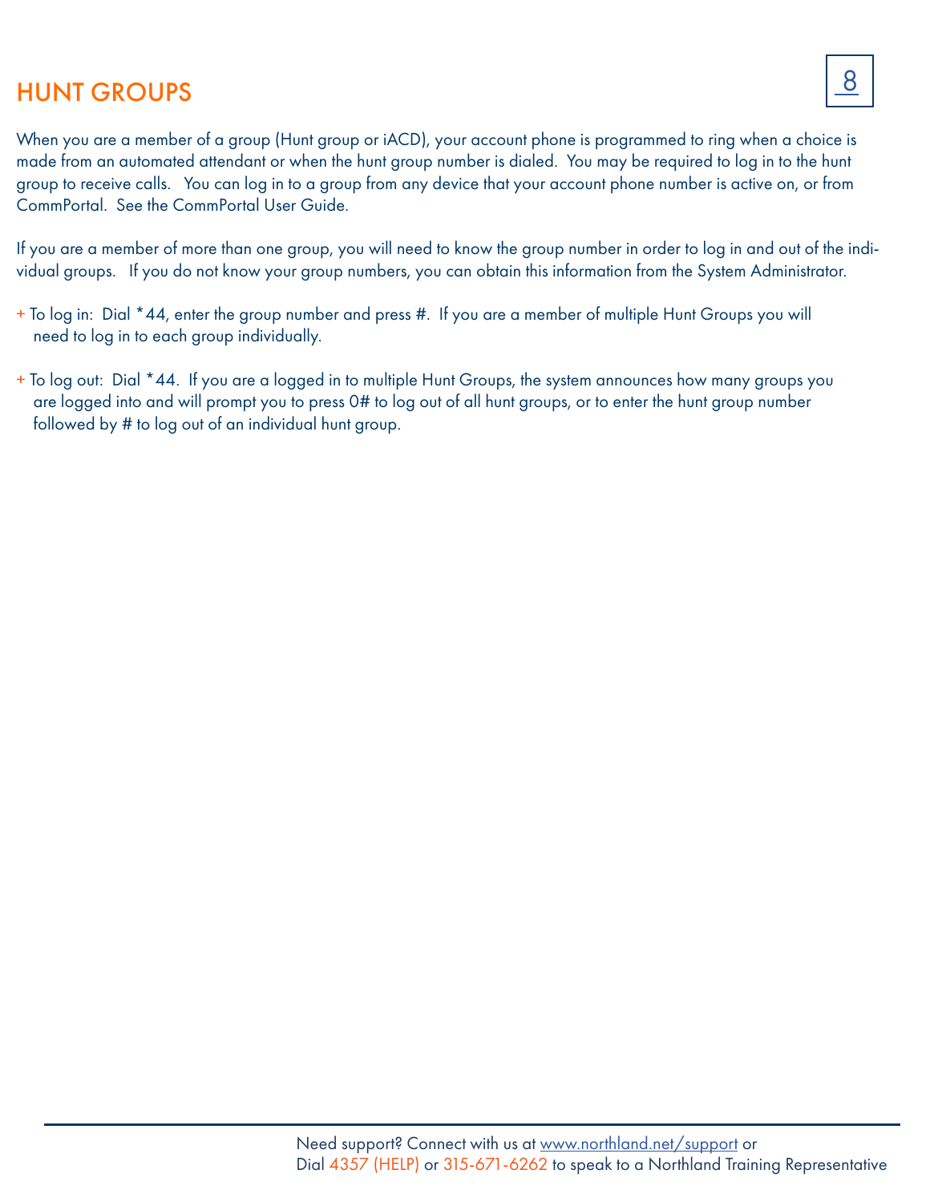# HUNT GROUPS

When you are a member of a group (Hunt group or iACD), your account phone is programmed to ring when a choice is made from an automated attendant or when the hunt group number is dialed. You may be required to log in to the hunt group to receive calls. You can log in to a group from any device that your account phone number is active on, or from CommPortal. See the CommPortal User Guide.

If you are a member of more than one group, you will need to know the group number in order to log in and out of the individual groups. If you do not know your group numbers, you can obtain this information from the System Administrator.

+ To log in: Dial *44, enter the group number and press #. If you are a member of multiple Hunt Groups you will need to log in to each group individually.

+ To log out: Dial *44. If you are a logged in to multiple Hunt Groups, the system announces how many groups you are logged into and will prompt you to press 0# to log out of all hunt groups, or to enter the hunt group number followed by # to log out of an individual hunt group.

Need support? Connect with us at www.northland.net/support or Dial 4357 (HELP) or 315-671-6262 to speak to a Northland Training Representative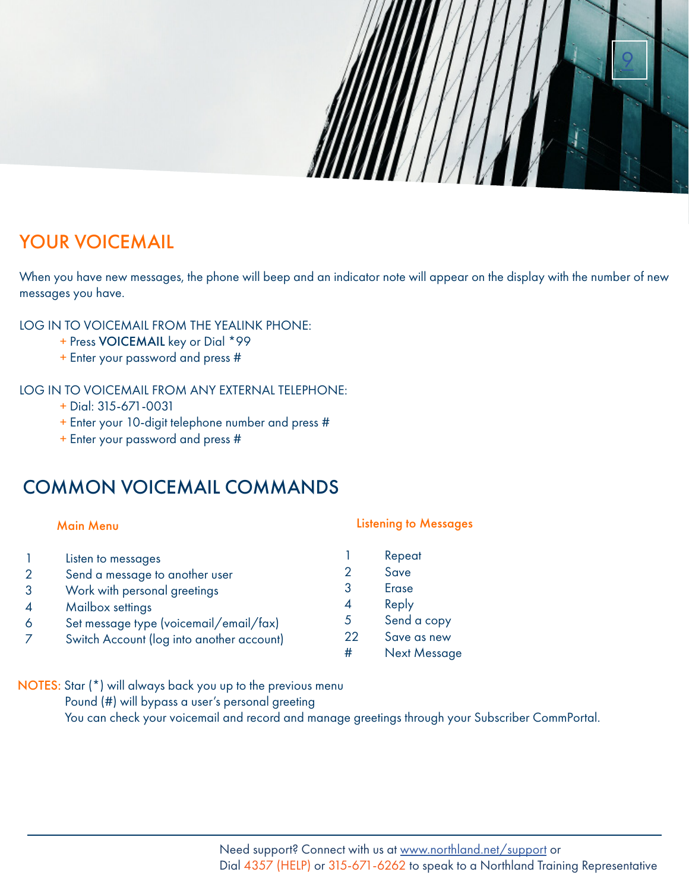## YOUR VOICEMAIL

When you have new messages, the phone will beep and an indicator note will appear on the display with the number of new messages you have.

LOG IN TO VOICEMAIL FROM THE YEALINK PHONE:

+ Press **VOICEMAIL** key or Dial *99
+ Enter your password and press #

LOG IN TO VOICEMAIL FROM ANY EXTERNAL TELEPHONE:

+ Dial: 315-671-0031
+ Enter your 10-digit telephone number and press #
+ Enter your password and press #

## COMMON VOICEMAIL COMMANDS

### Main Menu

| | |
|---|---|
| 1 | Listen to messages |
| 2 | Send a message to another user |
| 3 | Work with personal greetings |
| 4 | Mailbox settings |
| 6 | Set message type (voicemail/email/fax) |
| 7 | Switch Account (log into another account) |

### Listening to Messages

| | |
|---|---|
| 1 | Repeat |
| 2 | Save |
| 3 | Erase |
| 4 | Reply |
| 5 | Send a copy |
| 22 | Save as new |
| # | Next Message |

NOTES: Star (*) will always back you up to the previous menu
Pound (#) will bypass a user's personal greeting
You can check your voicemail and record and manage greetings through your Subscriber CommPortal.

Need support? Connect with us at www.northland.net/support or
Dial 4357 (HELP) or 315-671-6262 to speak to a Northland Training Representative